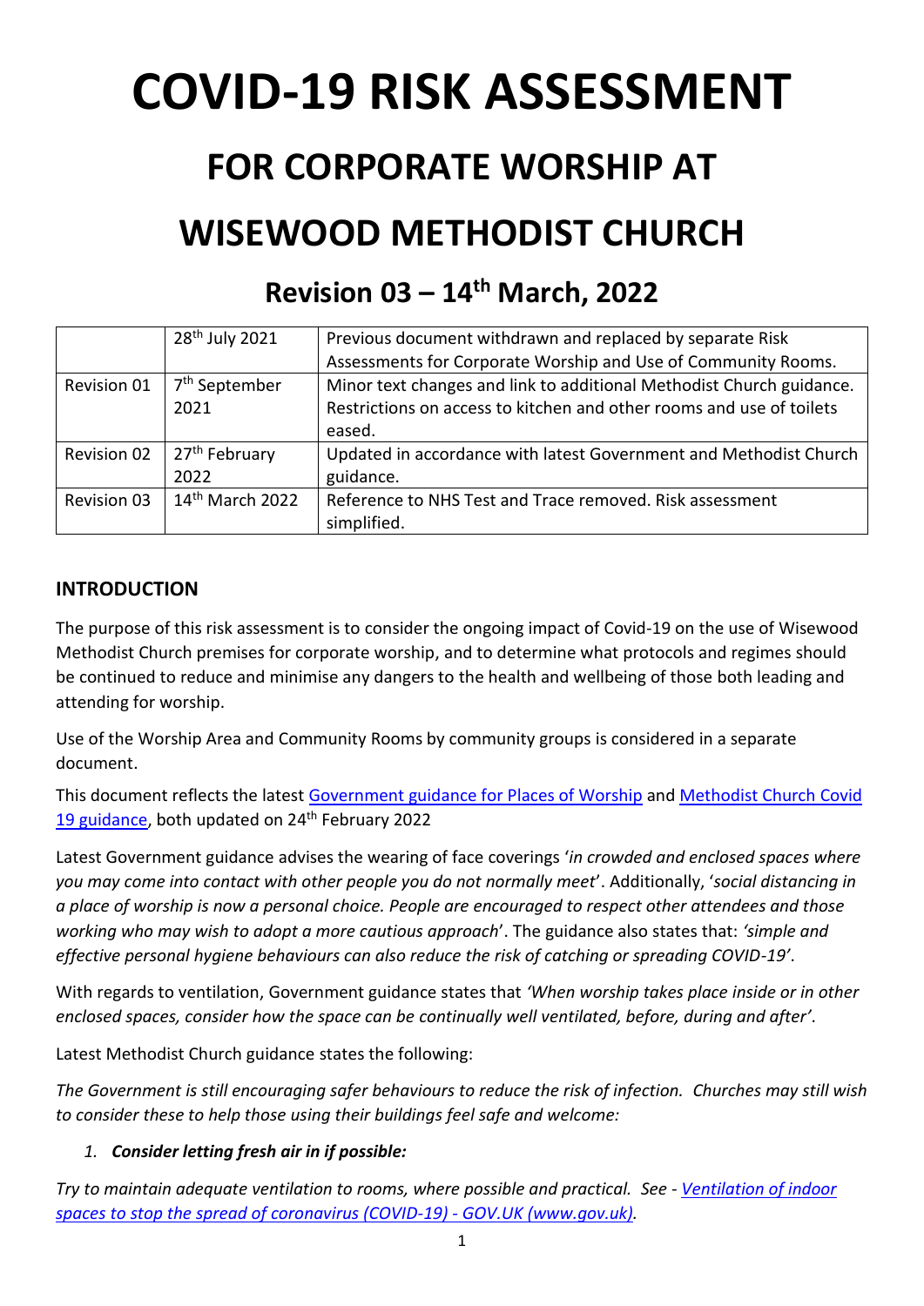# COVID-19 RISK ASSESSMENT

# FOR CORPORATE WORSHIP AT

# WISEWOOD METHODIST CHURCH

## Revision 03 – 14th March, 2022

| | | |
|---|---|---|
| | 28th July 2021 | Previous document withdrawn and replaced by separate Risk Assessments for Corporate Worship and Use of Community Rooms. |
| Revision 01 | 7th September 2021 | Minor text changes and link to additional Methodist Church guidance. Restrictions on access to kitchen and other rooms and use of toilets eased. |
| Revision 02 | 27th February 2022 | Updated in accordance with latest Government and Methodist Church guidance. |
| Revision 03 | 14th March 2022 | Reference to NHS Test and Trace removed. Risk assessment simplified. |

### INTRODUCTION

The purpose of this risk assessment is to consider the ongoing impact of Covid-19 on the use of Wisewood Methodist Church premises for corporate worship, and to determine what protocols and regimes should be continued to reduce and minimise any dangers to the health and wellbeing of those both leading and attending for worship.

Use of the Worship Area and Community Rooms by community groups is considered in a separate document.

This document reflects the latest Government guidance for Places of Worship and Methodist Church Covid 19 guidance, both updated on 24th February 2022

Latest Government guidance advises the wearing of face coverings '*in crowded and enclosed spaces where you may come into contact with other people you do not normally meet*'. Additionally, '*social distancing in a place of worship is now a personal choice. People are encouraged to respect other attendees and those working who may wish to adopt a more cautious approach*'. The guidance also states that: *'simple and effective personal hygiene behaviours can also reduce the risk of catching or spreading COVID-19'*.

With regards to ventilation, Government guidance states that *'When worship takes place inside or in other enclosed spaces, consider how the space can be continually well ventilated, before, during and after'*.

Latest Methodist Church guidance states the following:

*The Government is still encouraging safer behaviours to reduce the risk of infection. Churches may still wish to consider these to help those using their buildings feel safe and welcome:*

1. ***Consider letting fresh air in if possible:***

*Try to maintain adequate ventilation to rooms, where possible and practical. See - Ventilation of indoor spaces to stop the spread of coronavirus (COVID-19) - GOV.UK (www.gov.uk).*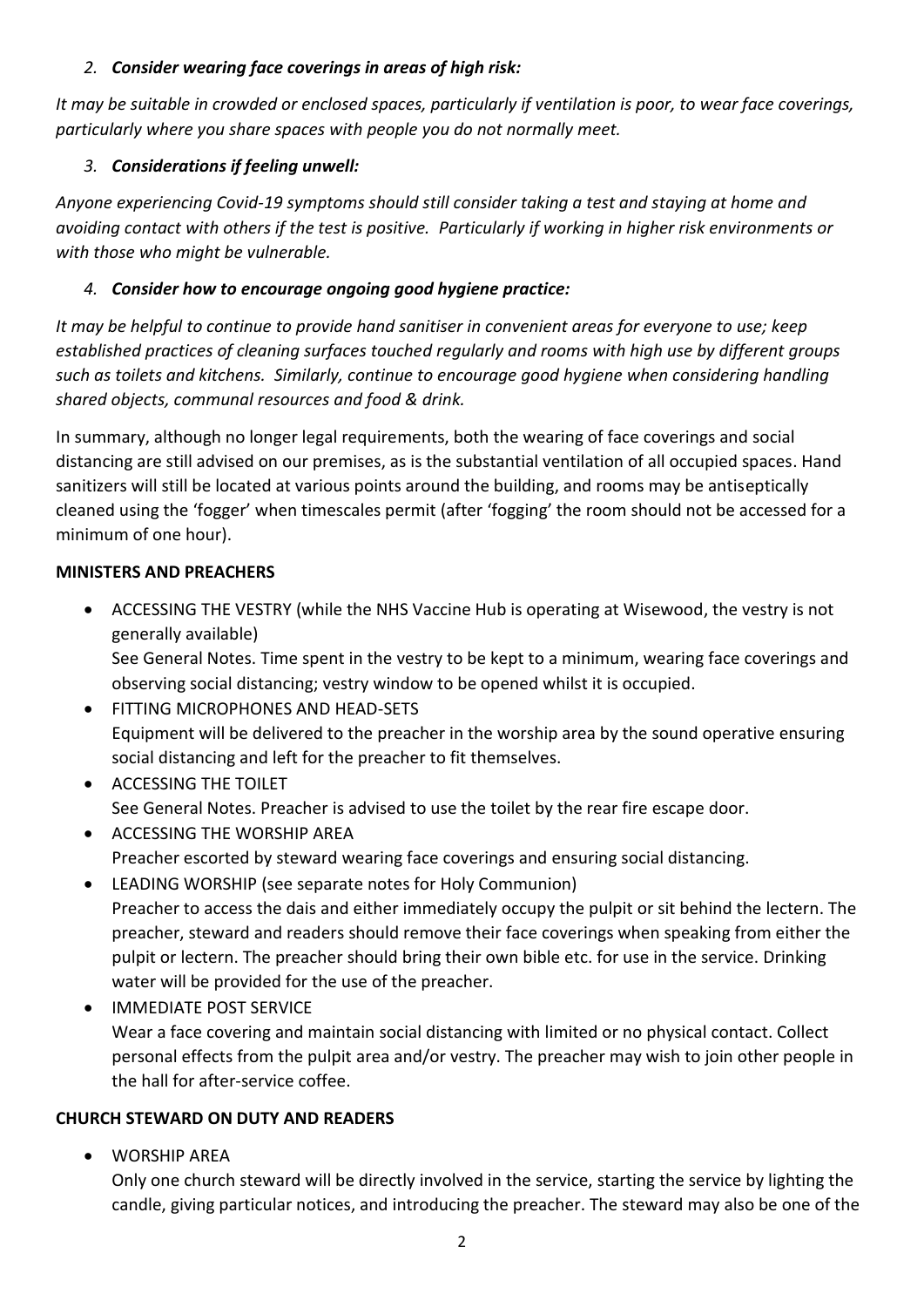2. ***Consider wearing face coverings in areas of high risk:***

*It may be suitable in crowded or enclosed spaces, particularly if ventilation is poor, to wear face coverings, particularly where you share spaces with people you do not normally meet.*

3. ***Considerations if feeling unwell:***

*Anyone experiencing Covid-19 symptoms should still consider taking a test and staying at home and avoiding contact with others if the test is positive. Particularly if working in higher risk environments or with those who might be vulnerable.*

4. ***Consider how to encourage ongoing good hygiene practice:***

*It may be helpful to continue to provide hand sanitiser in convenient areas for everyone to use; keep established practices of cleaning surfaces touched regularly and rooms with high use by different groups such as toilets and kitchens. Similarly, continue to encourage good hygiene when considering handling shared objects, communal resources and food & drink.*

In summary, although no longer legal requirements, both the wearing of face coverings and social distancing are still advised on our premises, as is the substantial ventilation of all occupied spaces. Hand sanitizers will still be located at various points around the building, and rooms may be antiseptically cleaned using the 'fogger' when timescales permit (after 'fogging' the room should not be accessed for a minimum of one hour).

**MINISTERS AND PREACHERS**

- ACCESSING THE VESTRY (while the NHS Vaccine Hub is operating at Wisewood, the vestry is not generally available)
  See General Notes. Time spent in the vestry to be kept to a minimum, wearing face coverings and observing social distancing; vestry window to be opened whilst it is occupied.
- FITTING MICROPHONES AND HEAD-SETS
  Equipment will be delivered to the preacher in the worship area by the sound operative ensuring social distancing and left for the preacher to fit themselves.
- ACCESSING THE TOILET
  See General Notes. Preacher is advised to use the toilet by the rear fire escape door.
- ACCESSING THE WORSHIP AREA
  Preacher escorted by steward wearing face coverings and ensuring social distancing.
- LEADING WORSHIP (see separate notes for Holy Communion)
  Preacher to access the dais and either immediately occupy the pulpit or sit behind the lectern. The preacher, steward and readers should remove their face coverings when speaking from either the pulpit or lectern. The preacher should bring their own bible etc. for use in the service. Drinking water will be provided for the use of the preacher.
- IMMEDIATE POST SERVICE
  Wear a face covering and maintain social distancing with limited or no physical contact. Collect personal effects from the pulpit area and/or vestry. The preacher may wish to join other people in the hall for after-service coffee.

**CHURCH STEWARD ON DUTY AND READERS**

- WORSHIP AREA
  Only one church steward will be directly involved in the service, starting the service by lighting the candle, giving particular notices, and introducing the preacher. The steward may also be one of the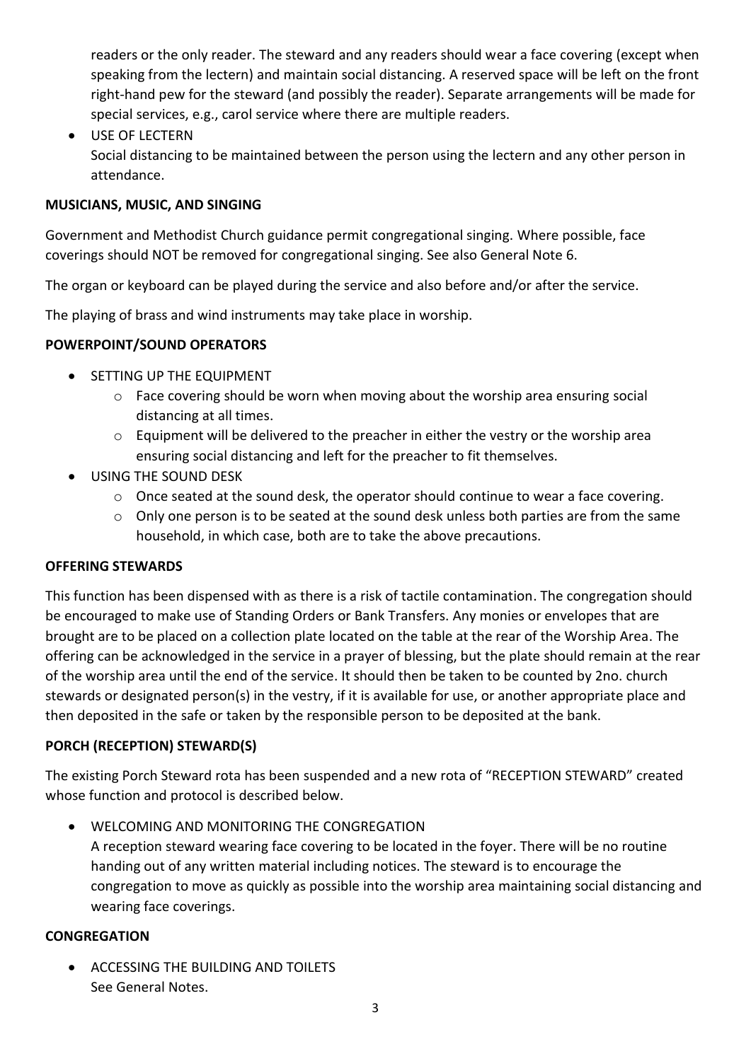readers or the only reader. The steward and any readers should wear a face covering (except when speaking from the lectern) and maintain social distancing. A reserved space will be left on the front right-hand pew for the steward (and possibly the reader). Separate arrangements will be made for special services, e.g., carol service where there are multiple readers.

- USE OF LECTERN
  Social distancing to be maintained between the person using the lectern and any other person in attendance.

**MUSICIANS, MUSIC, AND SINGING**

Government and Methodist Church guidance permit congregational singing. Where possible, face coverings should NOT be removed for congregational singing. See also General Note 6.

The organ or keyboard can be played during the service and also before and/or after the service.

The playing of brass and wind instruments may take place in worship.

**POWERPOINT/SOUND OPERATORS**

- SETTING UP THE EQUIPMENT
  - Face covering should be worn when moving about the worship area ensuring social distancing at all times.
  - Equipment will be delivered to the preacher in either the vestry or the worship area ensuring social distancing and left for the preacher to fit themselves.
- USING THE SOUND DESK
  - Once seated at the sound desk, the operator should continue to wear a face covering.
  - Only one person is to be seated at the sound desk unless both parties are from the same household, in which case, both are to take the above precautions.

**OFFERING STEWARDS**

This function has been dispensed with as there is a risk of tactile contamination. The congregation should be encouraged to make use of Standing Orders or Bank Transfers. Any monies or envelopes that are brought are to be placed on a collection plate located on the table at the rear of the Worship Area. The offering can be acknowledged in the service in a prayer of blessing, but the plate should remain at the rear of the worship area until the end of the service. It should then be taken to be counted by 2no. church stewards or designated person(s) in the vestry, if it is available for use, or another appropriate place and then deposited in the safe or taken by the responsible person to be deposited at the bank.

**PORCH (RECEPTION) STEWARD(S)**

The existing Porch Steward rota has been suspended and a new rota of "RECEPTION STEWARD" created whose function and protocol is described below.

- WELCOMING AND MONITORING THE CONGREGATION
  A reception steward wearing face covering to be located in the foyer. There will be no routine handing out of any written material including notices. The steward is to encourage the congregation to move as quickly as possible into the worship area maintaining social distancing and wearing face coverings.

**CONGREGATION**

- ACCESSING THE BUILDING AND TOILETS
  See General Notes.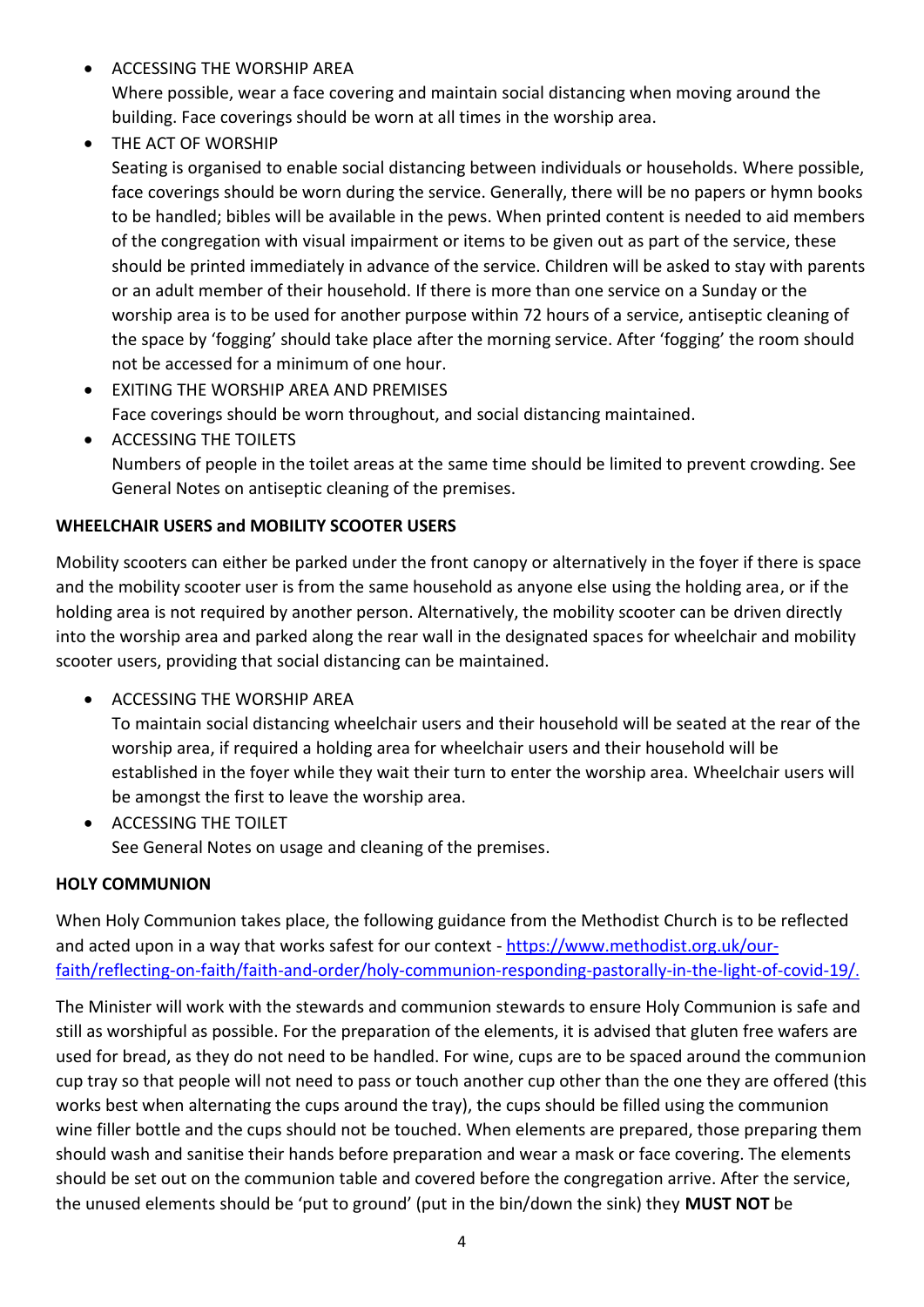- ACCESSING THE WORSHIP AREA
  Where possible, wear a face covering and maintain social distancing when moving around the building. Face coverings should be worn at all times in the worship area.
- THE ACT OF WORSHIP
  Seating is organised to enable social distancing between individuals or households. Where possible, face coverings should be worn during the service. Generally, there will be no papers or hymn books to be handled; bibles will be available in the pews. When printed content is needed to aid members of the congregation with visual impairment or items to be given out as part of the service, these should be printed immediately in advance of the service. Children will be asked to stay with parents or an adult member of their household. If there is more than one service on a Sunday or the worship area is to be used for another purpose within 72 hours of a service, antiseptic cleaning of the space by 'fogging' should take place after the morning service. After 'fogging' the room should not be accessed for a minimum of one hour.
- EXITING THE WORSHIP AREA AND PREMISES
  Face coverings should be worn throughout, and social distancing maintained.
- ACCESSING THE TOILETS
  Numbers of people in the toilet areas at the same time should be limited to prevent crowding. See General Notes on antiseptic cleaning of the premises.

**WHEELCHAIR USERS and MOBILITY SCOOTER USERS**

Mobility scooters can either be parked under the front canopy or alternatively in the foyer if there is space and the mobility scooter user is from the same household as anyone else using the holding area, or if the holding area is not required by another person. Alternatively, the mobility scooter can be driven directly into the worship area and parked along the rear wall in the designated spaces for wheelchair and mobility scooter users, providing that social distancing can be maintained.

- ACCESSING THE WORSHIP AREA
  To maintain social distancing wheelchair users and their household will be seated at the rear of the worship area, if required a holding area for wheelchair users and their household will be established in the foyer while they wait their turn to enter the worship area. Wheelchair users will be amongst the first to leave the worship area.
- ACCESSING THE TOILET
  See General Notes on usage and cleaning of the premises.

**HOLY COMMUNION**

When Holy Communion takes place, the following guidance from the Methodist Church is to be reflected and acted upon in a way that works safest for our context - https://www.methodist.org.uk/our-faith/reflecting-on-faith/faith-and-order/holy-communion-responding-pastorally-in-the-light-of-covid-19/.

The Minister will work with the stewards and communion stewards to ensure Holy Communion is safe and still as worshipful as possible. For the preparation of the elements, it is advised that gluten free wafers are used for bread, as they do not need to be handled. For wine, cups are to be spaced around the communion cup tray so that people will not need to pass or touch another cup other than the one they are offered (this works best when alternating the cups around the tray), the cups should be filled using the communion wine filler bottle and the cups should not be touched. When elements are prepared, those preparing them should wash and sanitise their hands before preparation and wear a mask or face covering. The elements should be set out on the communion table and covered before the congregation arrive. After the service, the unused elements should be 'put to ground' (put in the bin/down the sink) they **MUST NOT** be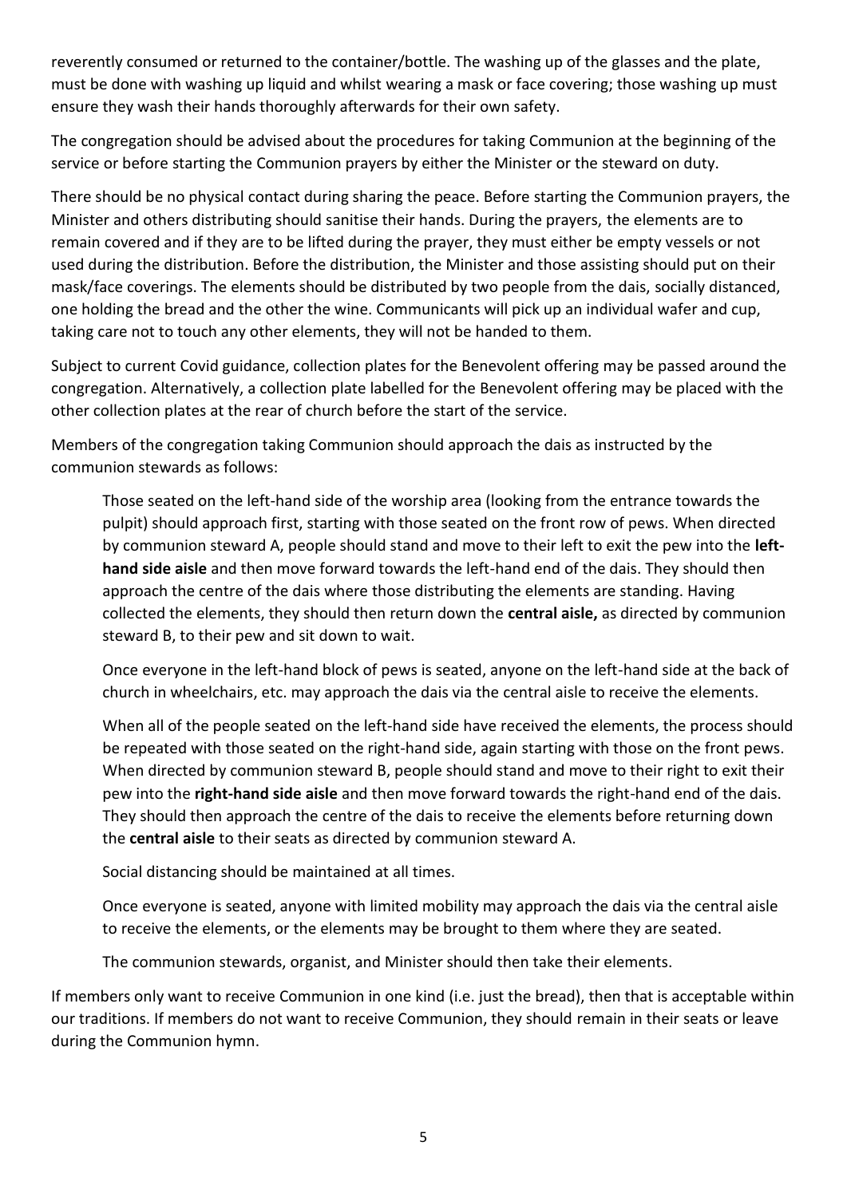reverently consumed or returned to the container/bottle. The washing up of the glasses and the plate, must be done with washing up liquid and whilst wearing a mask or face covering; those washing up must ensure they wash their hands thoroughly afterwards for their own safety.

The congregation should be advised about the procedures for taking Communion at the beginning of the service or before starting the Communion prayers by either the Minister or the steward on duty.

There should be no physical contact during sharing the peace. Before starting the Communion prayers, the Minister and others distributing should sanitise their hands. During the prayers, the elements are to remain covered and if they are to be lifted during the prayer, they must either be empty vessels or not used during the distribution. Before the distribution, the Minister and those assisting should put on their mask/face coverings. The elements should be distributed by two people from the dais, socially distanced, one holding the bread and the other the wine. Communicants will pick up an individual wafer and cup, taking care not to touch any other elements, they will not be handed to them.

Subject to current Covid guidance, collection plates for the Benevolent offering may be passed around the congregation. Alternatively, a collection plate labelled for the Benevolent offering may be placed with the other collection plates at the rear of church before the start of the service.

Members of the congregation taking Communion should approach the dais as instructed by the communion stewards as follows:

> Those seated on the left-hand side of the worship area (looking from the entrance towards the pulpit) should approach first, starting with those seated on the front row of pews. When directed by communion steward A, people should stand and move to their left to exit the pew into the **left-hand side aisle** and then move forward towards the left-hand end of the dais. They should then approach the centre of the dais where those distributing the elements are standing. Having collected the elements, they should then return down the **central aisle,** as directed by communion steward B, to their pew and sit down to wait.
>
> Once everyone in the left-hand block of pews is seated, anyone on the left-hand side at the back of church in wheelchairs, etc. may approach the dais via the central aisle to receive the elements.
>
> When all of the people seated on the left-hand side have received the elements, the process should be repeated with those seated on the right-hand side, again starting with those on the front pews. When directed by communion steward B, people should stand and move to their right to exit their pew into the **right-hand side aisle** and then move forward towards the right-hand end of the dais. They should then approach the centre of the dais to receive the elements before returning down the **central aisle** to their seats as directed by communion steward A.
>
> Social distancing should be maintained at all times.
>
> Once everyone is seated, anyone with limited mobility may approach the dais via the central aisle to receive the elements, or the elements may be brought to them where they are seated.
>
> The communion stewards, organist, and Minister should then take their elements.

If members only want to receive Communion in one kind (i.e. just the bread), then that is acceptable within our traditions. If members do not want to receive Communion, they should remain in their seats or leave during the Communion hymn.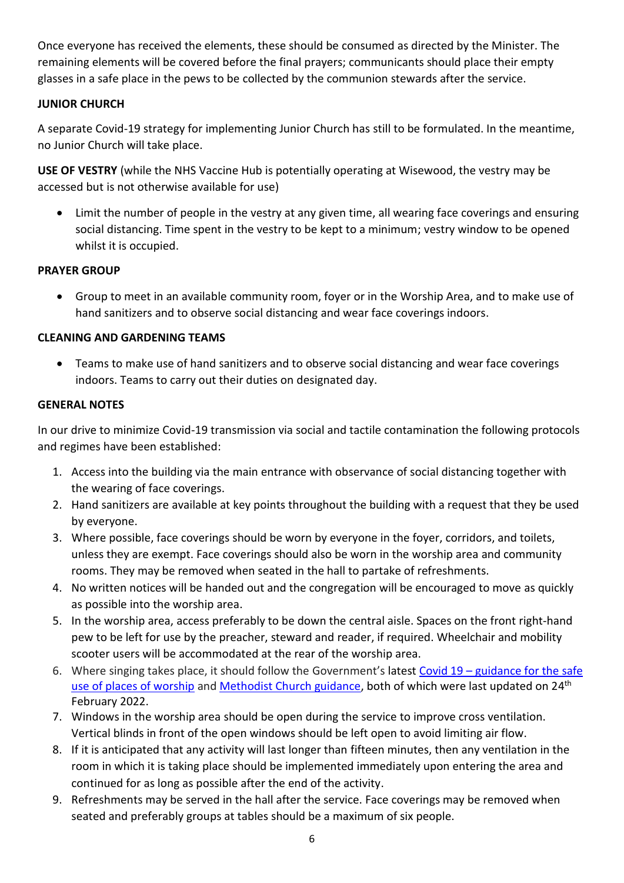Once everyone has received the elements, these should be consumed as directed by the Minister. The remaining elements will be covered before the final prayers; communicants should place their empty glasses in a safe place in the pews to be collected by the communion stewards after the service.

**JUNIOR CHURCH**

A separate Covid-19 strategy for implementing Junior Church has still to be formulated. In the meantime, no Junior Church will take place.

**USE OF VESTRY** (while the NHS Vaccine Hub is potentially operating at Wisewood, the vestry may be accessed but is not otherwise available for use)

- Limit the number of people in the vestry at any given time, all wearing face coverings and ensuring social distancing. Time spent in the vestry to be kept to a minimum; vestry window to be opened whilst it is occupied.

**PRAYER GROUP**

- Group to meet in an available community room, foyer or in the Worship Area, and to make use of hand sanitizers and to observe social distancing and wear face coverings indoors.

**CLEANING AND GARDENING TEAMS**

- Teams to make use of hand sanitizers and to observe social distancing and wear face coverings indoors. Teams to carry out their duties on designated day.

**GENERAL NOTES**

In our drive to minimize Covid-19 transmission via social and tactile contamination the following protocols and regimes have been established:

1. Access into the building via the main entrance with observance of social distancing together with the wearing of face coverings.
2. Hand sanitizers are available at key points throughout the building with a request that they be used by everyone.
3. Where possible, face coverings should be worn by everyone in the foyer, corridors, and toilets, unless they are exempt. Face coverings should also be worn in the worship area and community rooms. They may be removed when seated in the hall to partake of refreshments.
4. No written notices will be handed out and the congregation will be encouraged to move as quickly as possible into the worship area.
5. In the worship area, access preferably to be down the central aisle. Spaces on the front right-hand pew to be left for use by the preacher, steward and reader, if required. Wheelchair and mobility scooter users will be accommodated at the rear of the worship area.
6. Where singing takes place, it should follow the Government's latest Covid 19 – guidance for the safe use of places of worship and Methodist Church guidance, both of which were last updated on 24th February 2022.
7. Windows in the worship area should be open during the service to improve cross ventilation. Vertical blinds in front of the open windows should be left open to avoid limiting air flow.
8. If it is anticipated that any activity will last longer than fifteen minutes, then any ventilation in the room in which it is taking place should be implemented immediately upon entering the area and continued for as long as possible after the end of the activity.
9. Refreshments may be served in the hall after the service. Face coverings may be removed when seated and preferably groups at tables should be a maximum of six people.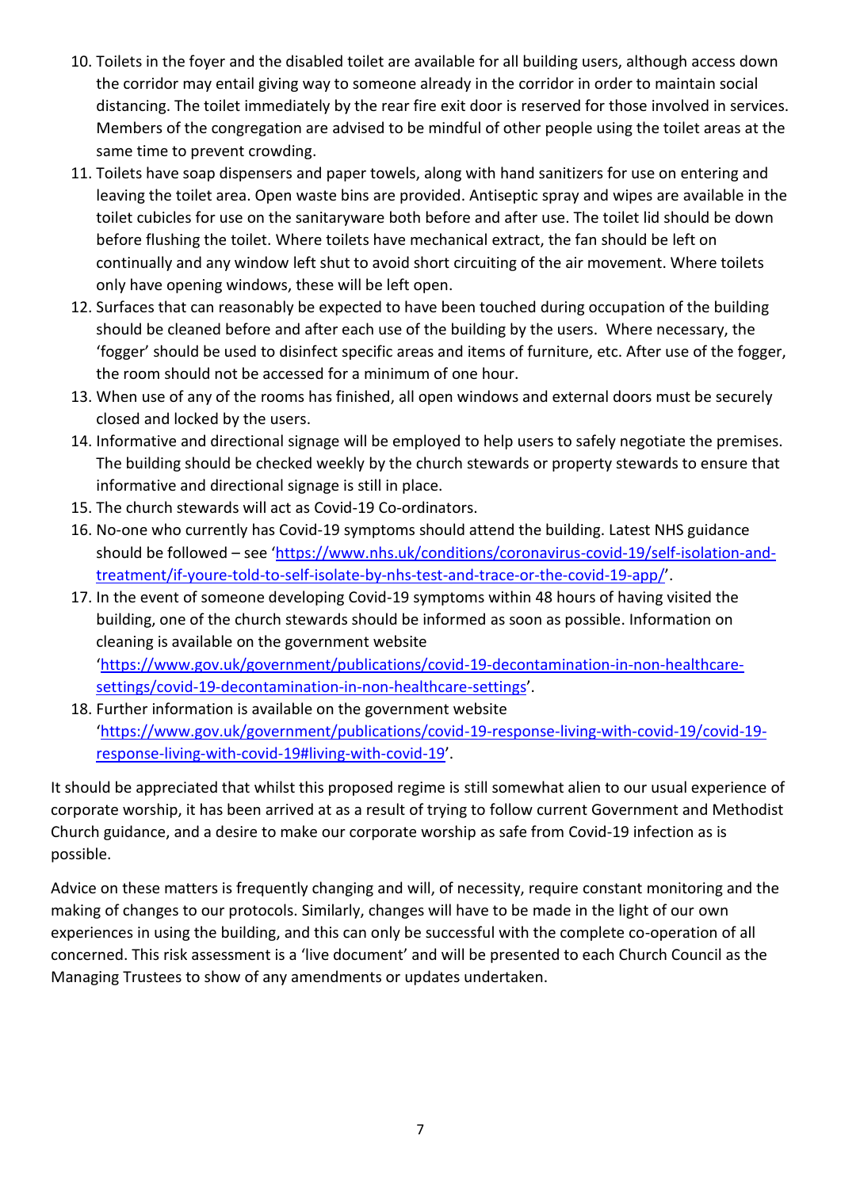10. Toilets in the foyer and the disabled toilet are available for all building users, although access down the corridor may entail giving way to someone already in the corridor in order to maintain social distancing. The toilet immediately by the rear fire exit door is reserved for those involved in services. Members of the congregation are advised to be mindful of other people using the toilet areas at the same time to prevent crowding.
11. Toilets have soap dispensers and paper towels, along with hand sanitizers for use on entering and leaving the toilet area. Open waste bins are provided. Antiseptic spray and wipes are available in the toilet cubicles for use on the sanitaryware both before and after use. The toilet lid should be down before flushing the toilet. Where toilets have mechanical extract, the fan should be left on continually and any window left shut to avoid short circuiting of the air movement. Where toilets only have opening windows, these will be left open.
12. Surfaces that can reasonably be expected to have been touched during occupation of the building should be cleaned before and after each use of the building by the users. Where necessary, the 'fogger' should be used to disinfect specific areas and items of furniture, etc. After use of the fogger, the room should not be accessed for a minimum of one hour.
13. When use of any of the rooms has finished, all open windows and external doors must be securely closed and locked by the users.
14. Informative and directional signage will be employed to help users to safely negotiate the premises. The building should be checked weekly by the church stewards or property stewards to ensure that informative and directional signage is still in place.
15. The church stewards will act as Covid-19 Co-ordinators.
16. No-one who currently has Covid-19 symptoms should attend the building. Latest NHS guidance should be followed – see 'https://www.nhs.uk/conditions/coronavirus-covid-19/self-isolation-and-treatment/if-youre-told-to-self-isolate-by-nhs-test-and-trace-or-the-covid-19-app/'.
17. In the event of someone developing Covid-19 symptoms within 48 hours of having visited the building, one of the church stewards should be informed as soon as possible. Information on cleaning is available on the government website 'https://www.gov.uk/government/publications/covid-19-decontamination-in-non-healthcare-settings/covid-19-decontamination-in-non-healthcare-settings'.
18. Further information is available on the government website 'https://www.gov.uk/government/publications/covid-19-response-living-with-covid-19/covid-19-response-living-with-covid-19#living-with-covid-19'.

It should be appreciated that whilst this proposed regime is still somewhat alien to our usual experience of corporate worship, it has been arrived at as a result of trying to follow current Government and Methodist Church guidance, and a desire to make our corporate worship as safe from Covid-19 infection as is possible.

Advice on these matters is frequently changing and will, of necessity, require constant monitoring and the making of changes to our protocols. Similarly, changes will have to be made in the light of our own experiences in using the building, and this can only be successful with the complete co-operation of all concerned. This risk assessment is a 'live document' and will be presented to each Church Council as the Managing Trustees to show of any amendments or updates undertaken.